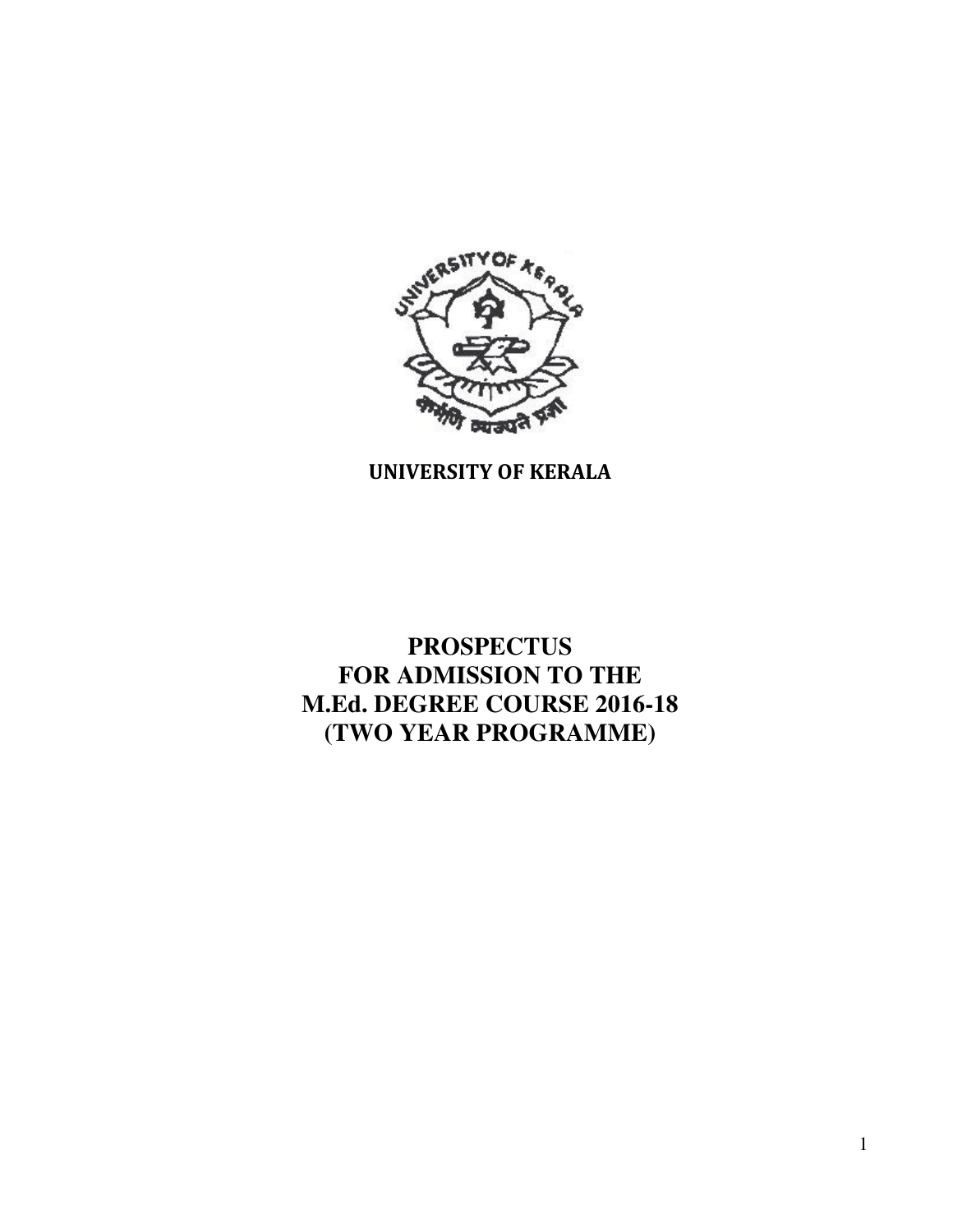**UNIVERSITY OF KERALA**

# PROSPECTUS
# FOR ADMISSION TO THE
# M.Ed. DEGREE COURSE 2016-18
# (TWO YEAR PROGRAMME)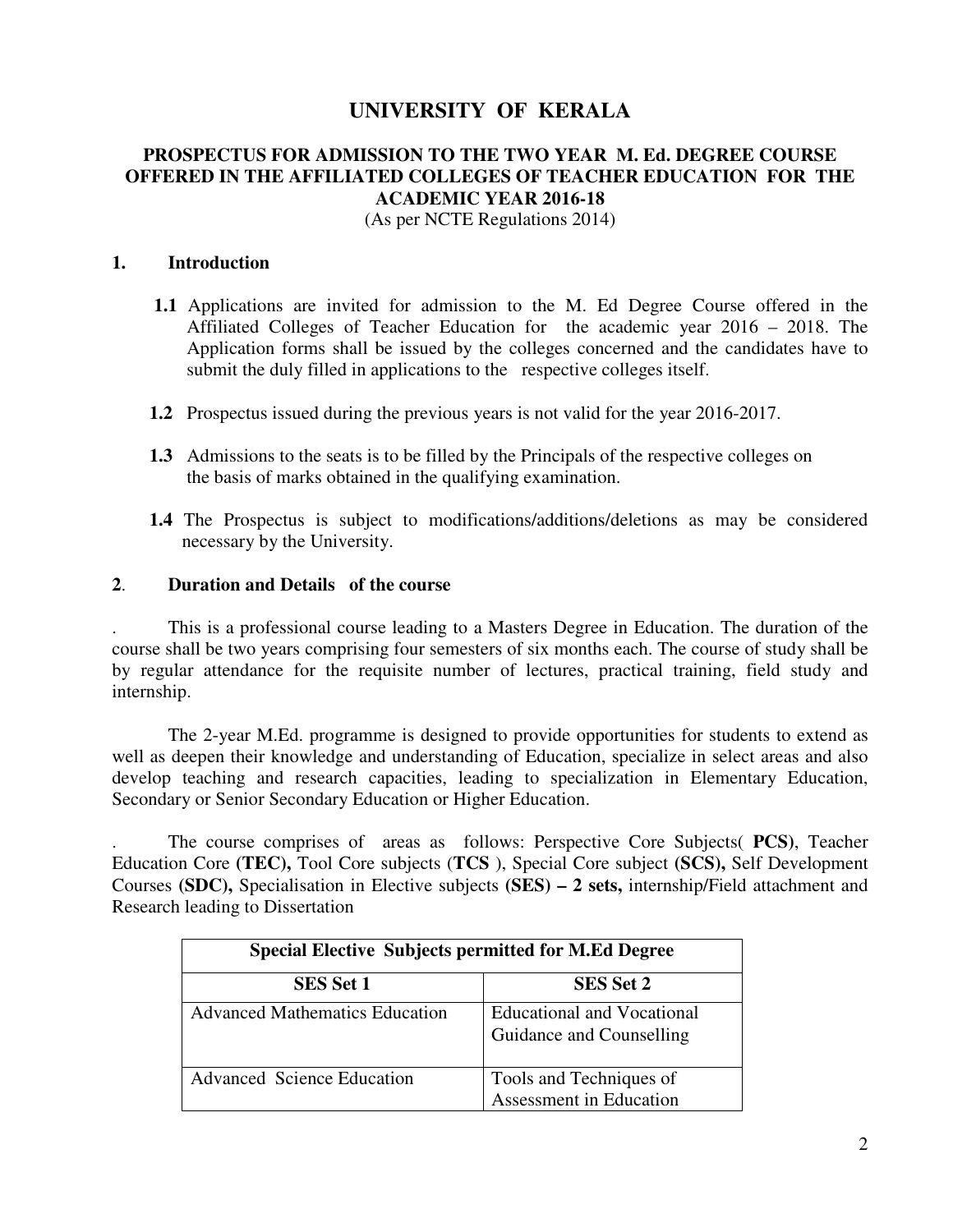# UNIVERSITY OF KERALA

## PROSPECTUS FOR ADMISSION TO THE TWO YEAR M. Ed. DEGREE COURSE OFFERED IN THE AFFILIATED COLLEGES OF TEACHER EDUCATION FOR THE ACADEMIC YEAR 2016-18

(As per NCTE Regulations 2014)

### 1. Introduction

**1.1** Applications are invited for admission to the M. Ed Degree Course offered in the Affiliated Colleges of Teacher Education for the academic year 2016 – 2018. The Application forms shall be issued by the colleges concerned and the candidates have to submit the duly filled in applications to the respective colleges itself.

**1.2** Prospectus issued during the previous years is not valid for the year 2016-2017.

**1.3** Admissions to the seats is to be filled by the Principals of the respective colleges on the basis of marks obtained in the qualifying examination.

**1.4** The Prospectus is subject to modifications/additions/deletions as may be considered necessary by the University.

### 2. Duration and Details of the course

. This is a professional course leading to a Masters Degree in Education. The duration of the course shall be two years comprising four semesters of six months each. The course of study shall be by regular attendance for the requisite number of lectures, practical training, field study and internship.

The 2-year M.Ed. programme is designed to provide opportunities for students to extend as well as deepen their knowledge and understanding of Education, specialize in select areas and also develop teaching and research capacities, leading to specialization in Elementary Education, Secondary or Senior Secondary Education or Higher Education.

. The course comprises of areas as follows: Perspective Core Subjects( **PCS)**, Teacher Education Core **(TEC),** Tool Core subjects (**TCS** ), Special Core subject **(SCS),** Self Development Courses **(SDC),** Specialisation in Elective subjects **(SES) – 2 sets,** internship/Field attachment and Research leading to Dissertation

| **Special Elective Subjects permitted for M.Ed Degree** | |
|---|---|
| **SES Set 1** | **SES Set 2** |
| Advanced Mathematics Education | Educational and Vocational Guidance and Counselling |
| Advanced Science Education | Tools and Techniques of Assessment in Education |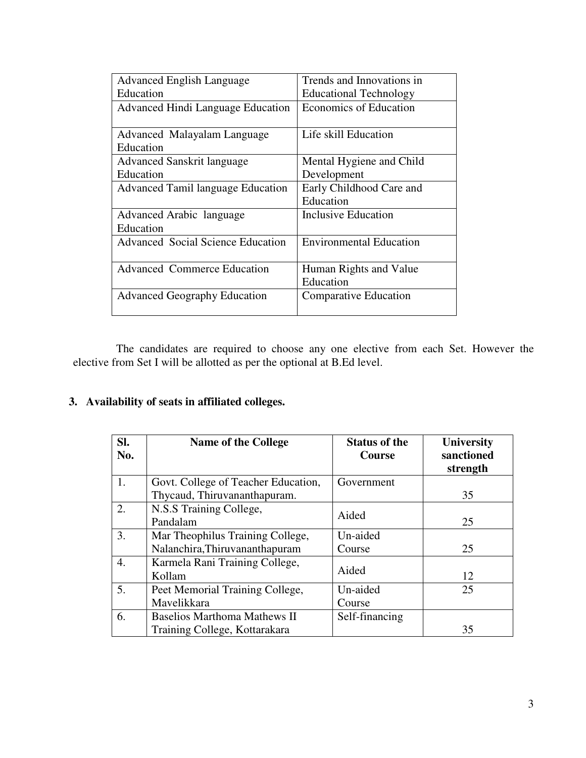| Advanced English Language Education | Trends and Innovations in Educational Technology |
| --- | --- |
| Advanced Hindi Language Education | Economics of Education |
| Advanced Malayalam Language Education | Life skill Education |
| Advanced Sanskrit language Education | Mental Hygiene and Child Development |
| Advanced Tamil language Education | Early Childhood Care and Education |
| Advanced Arabic language Education | Inclusive Education |
| Advanced Social Science Education | Environmental Education |
| Advanced Commerce Education | Human Rights and Value Education |
| Advanced Geography Education | Comparative Education |

The candidates are required to choose any one elective from each Set. However the elective from Set I will be allotted as per the optional at B.Ed level.

## 3. Availability of seats in affiliated colleges.

| Sl. No. | Name of the College | Status of the Course | University sanctioned strength |
| --- | --- | --- | --- |
| 1. | Govt. College of Teacher Education, Thycaud, Thiruvananthapuram. | Government | 35 |
| 2. | N.S.S Training College, Pandalam | Aided | 25 |
| 3. | Mar Theophilus Training College, Nalanchira,Thiruvananthapuram | Un-aided Course | 25 |
| 4. | Karmela Rani Training College, Kollam | Aided | 12 |
| 5. | Peet Memorial Training College, Mavelikkara | Un-aided Course | 25 |
| 6. | Baselios Marthoma Mathews II Training College, Kottarakara | Self-financing | 35 |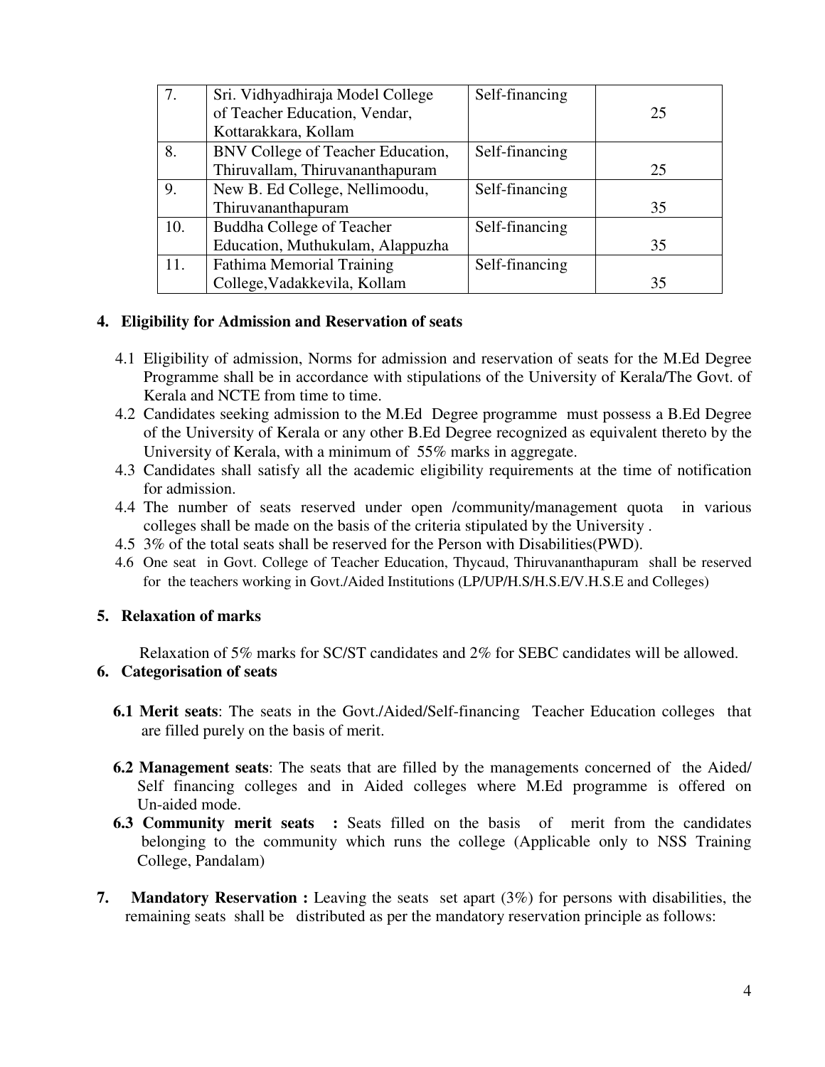| 7. | Sri. Vidhyadhiraja Model College of Teacher Education, Vendar, Kottarakkara, Kollam | Self-financing | 25 |
|---|---|---|---|
| 8. | BNV College of Teacher Education, Thiruvallam, Thiruvananthapuram | Self-financing | 25 |
| 9. | New B. Ed College, Nellimoodu, Thiruvananthapuram | Self-financing | 35 |
| 10. | Buddha College of Teacher Education, Muthukulam, Alappuzha | Self-financing | 35 |
| 11. | Fathima Memorial Training College,Vadakkevila, Kollam | Self-financing | 35 |

## 4. Eligibility for Admission and Reservation of seats

4.1 Eligibility of admission, Norms for admission and reservation of seats for the M.Ed Degree Programme shall be in accordance with stipulations of the University of Kerala/The Govt. of Kerala and NCTE from time to time.

4.2 Candidates seeking admission to the M.Ed Degree programme must possess a B.Ed Degree of the University of Kerala or any other B.Ed Degree recognized as equivalent thereto by the University of Kerala, with a minimum of 55% marks in aggregate.

4.3 Candidates shall satisfy all the academic eligibility requirements at the time of notification for admission.

4.4 The number of seats reserved under open /community/management quota in various colleges shall be made on the basis of the criteria stipulated by the University .

4.5 3% of the total seats shall be reserved for the Person with Disabilities(PWD).

4.6 One seat in Govt. College of Teacher Education, Thycaud, Thiruvananthapuram shall be reserved for the teachers working in Govt./Aided Institutions (LP/UP/H.S/H.S.E/V.H.S.E and Colleges)

## 5. Relaxation of marks

Relaxation of 5% marks for SC/ST candidates and 2% for SEBC candidates will be allowed.

## 6. Categorisation of seats

**6.1 Merit seats**: The seats in the Govt./Aided/Self-financing Teacher Education colleges that are filled purely on the basis of merit.

**6.2 Management seats**: The seats that are filled by the managements concerned of the Aided/ Self financing colleges and in Aided colleges where M.Ed programme is offered on Un-aided mode.

**6.3 Community merit seats :** Seats filled on the basis of merit from the candidates belonging to the community which runs the college (Applicable only to NSS Training College, Pandalam)

**7. Mandatory Reservation :** Leaving the seats set apart (3%) for persons with disabilities, the remaining seats shall be distributed as per the mandatory reservation principle as follows: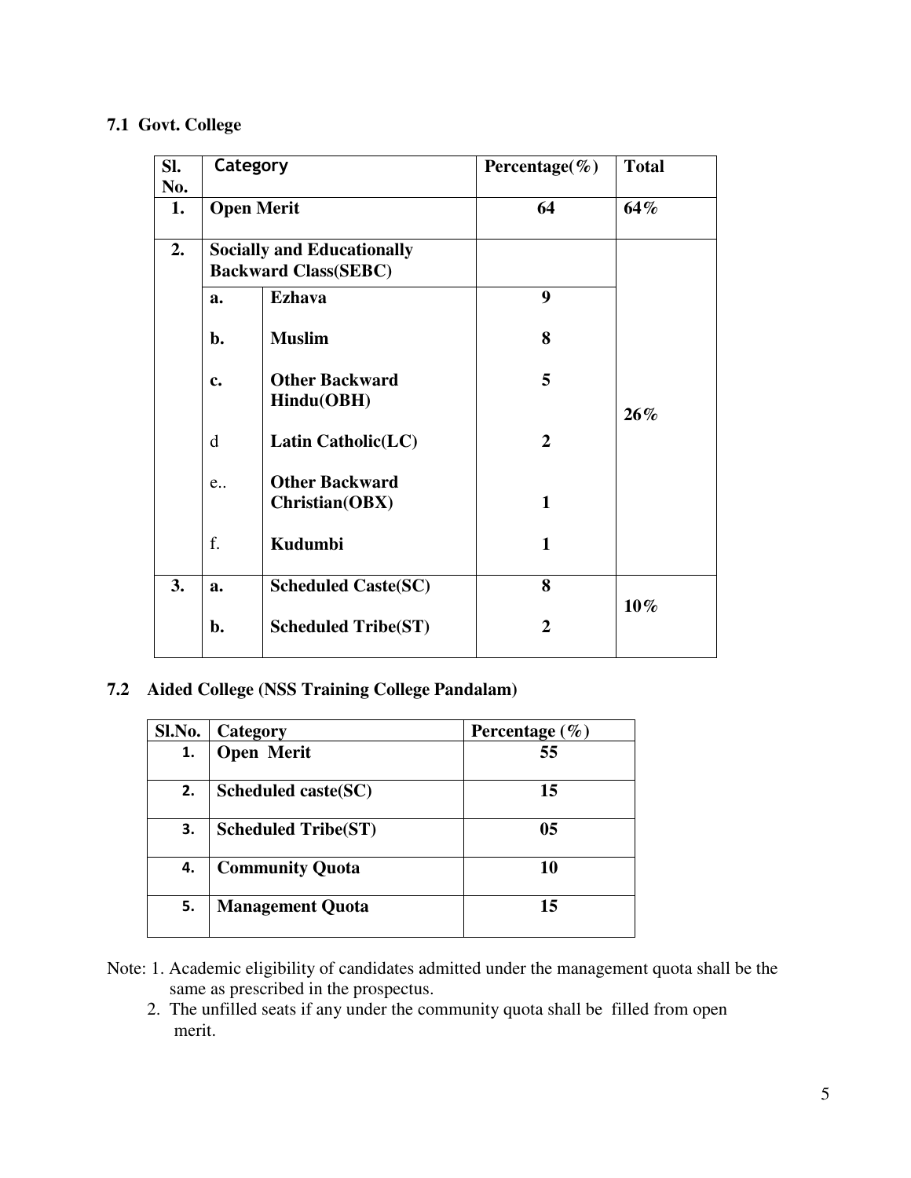### 7.1 Govt. College

| Sl. No. | Category | | Percentage(%) | Total |
|---|---|---|---|---|
| 1. | **Open Merit** | | **64** | **64%** |
| 2. | **Socially and Educationally Backward Class(SEBC)** | | | **26%** |
| | a. | **Ezhava** | **9** | |
| | b. | **Muslim** | **8** | |
| | c. | **Other Backward Hindu(OBH)** | **5** | |
| | d | **Latin Catholic(LC)** | **2** | |
| | e.. | **Other Backward Christian(OBX)** | **1** | |
| | f. | **Kudumbi** | **1** | |
| 3. | a. | **Scheduled Caste(SC)** | **8** | **10%** |
| | b. | **Scheduled Tribe(ST)** | **2** | |

### 7.2 Aided College (NSS Training College Pandalam)

| Sl.No. | Category | Percentage (%) |
|---|---|---|
| 1. | **Open Merit** | **55** |
| 2. | **Scheduled caste(SC)** | **15** |
| 3. | **Scheduled Tribe(ST)** | **05** |
| 4. | **Community Quota** | **10** |
| 5. | **Management Quota** | **15** |

Note: 1. Academic eligibility of candidates admitted under the management quota shall be the same as prescribed in the prospectus.

2. The unfilled seats if any under the community quota shall be filled from open merit.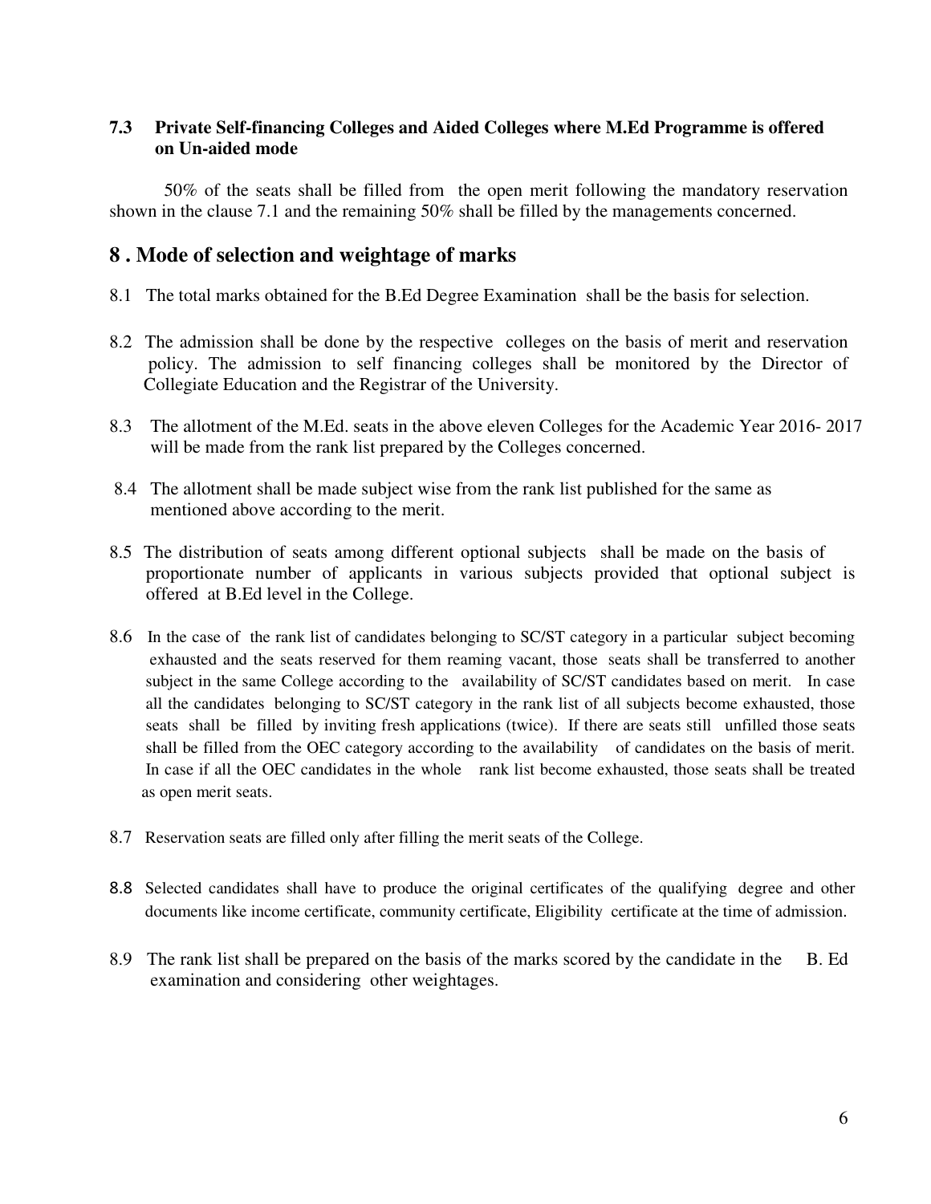**7.3 Private Self-financing Colleges and Aided Colleges where M.Ed Programme is offered on Un-aided mode**

50% of the seats shall be filled from the open merit following the mandatory reservation shown in the clause 7.1 and the remaining 50% shall be filled by the managements concerned.

## 8 . Mode of selection and weightage of marks

8.1 The total marks obtained for the B.Ed Degree Examination shall be the basis for selection.

8.2 The admission shall be done by the respective colleges on the basis of merit and reservation policy. The admission to self financing colleges shall be monitored by the Director of Collegiate Education and the Registrar of the University.

8.3 The allotment of the M.Ed. seats in the above eleven Colleges for the Academic Year 2016- 2017 will be made from the rank list prepared by the Colleges concerned.

8.4 The allotment shall be made subject wise from the rank list published for the same as mentioned above according to the merit.

8.5 The distribution of seats among different optional subjects shall be made on the basis of proportionate number of applicants in various subjects provided that optional subject is offered at B.Ed level in the College.

8.6 In the case of the rank list of candidates belonging to SC/ST category in a particular subject becoming exhausted and the seats reserved for them reaming vacant, those seats shall be transferred to another subject in the same College according to the availability of SC/ST candidates based on merit. In case all the candidates belonging to SC/ST category in the rank list of all subjects become exhausted, those seats shall be filled by inviting fresh applications (twice). If there are seats still unfilled those seats shall be filled from the OEC category according to the availability of candidates on the basis of merit. In case if all the OEC candidates in the whole rank list become exhausted, those seats shall be treated as open merit seats.

8.7 Reservation seats are filled only after filling the merit seats of the College.

8.8 Selected candidates shall have to produce the original certificates of the qualifying degree and other documents like income certificate, community certificate, Eligibility certificate at the time of admission.

8.9 The rank list shall be prepared on the basis of the marks scored by the candidate in the B. Ed examination and considering other weightages.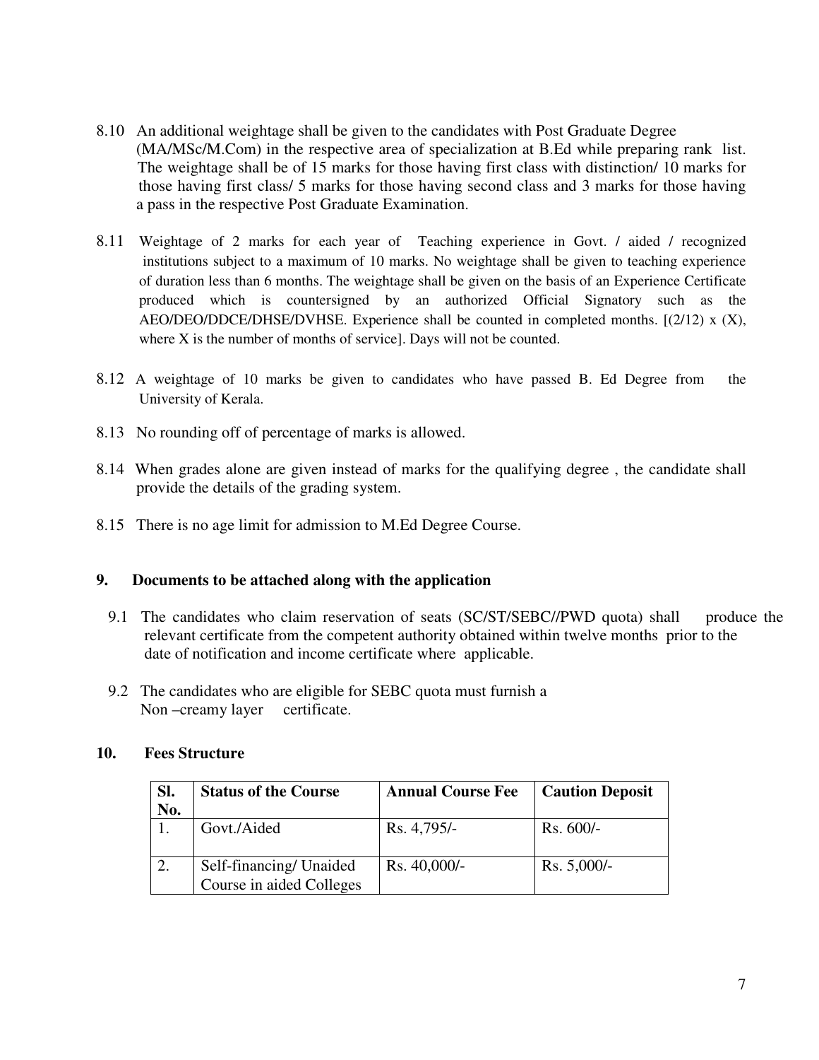8.10 An additional weightage shall be given to the candidates with Post Graduate Degree (MA/MSc/M.Com) in the respective area of specialization at B.Ed while preparing rank list. The weightage shall be of 15 marks for those having first class with distinction/ 10 marks for those having first class/ 5 marks for those having second class and 3 marks for those having a pass in the respective Post Graduate Examination.

8.11 Weightage of 2 marks for each year of Teaching experience in Govt. / aided / recognized institutions subject to a maximum of 10 marks. No weightage shall be given to teaching experience of duration less than 6 months. The weightage shall be given on the basis of an Experience Certificate produced which is countersigned by an authorized Official Signatory such as the AEO/DEO/DDCE/DHSE/DVHSE. Experience shall be counted in completed months. [(2/12) x (X), where X is the number of months of service]. Days will not be counted.

8.12 A weightage of 10 marks be given to candidates who have passed B. Ed Degree from the University of Kerala.

8.13 No rounding off of percentage of marks is allowed.

8.14 When grades alone are given instead of marks for the qualifying degree , the candidate shall provide the details of the grading system.

8.15 There is no age limit for admission to M.Ed Degree Course.

## 9. Documents to be attached along with the application

9.1 The candidates who claim reservation of seats (SC/ST/SEBC//PWD quota) shall produce the relevant certificate from the competent authority obtained within twelve months prior to the date of notification and income certificate where applicable.

9.2 The candidates who are eligible for SEBC quota must furnish a Non –creamy layer certificate.

## 10. Fees Structure

| Sl. No. | Status of the Course | Annual Course Fee | Caution Deposit |
|---|---|---|---|
| 1. | Govt./Aided | Rs. 4,795/- | Rs. 600/- |
| 2. | Self-financing/ Unaided Course in aided Colleges | Rs. 40,000/- | Rs. 5,000/- |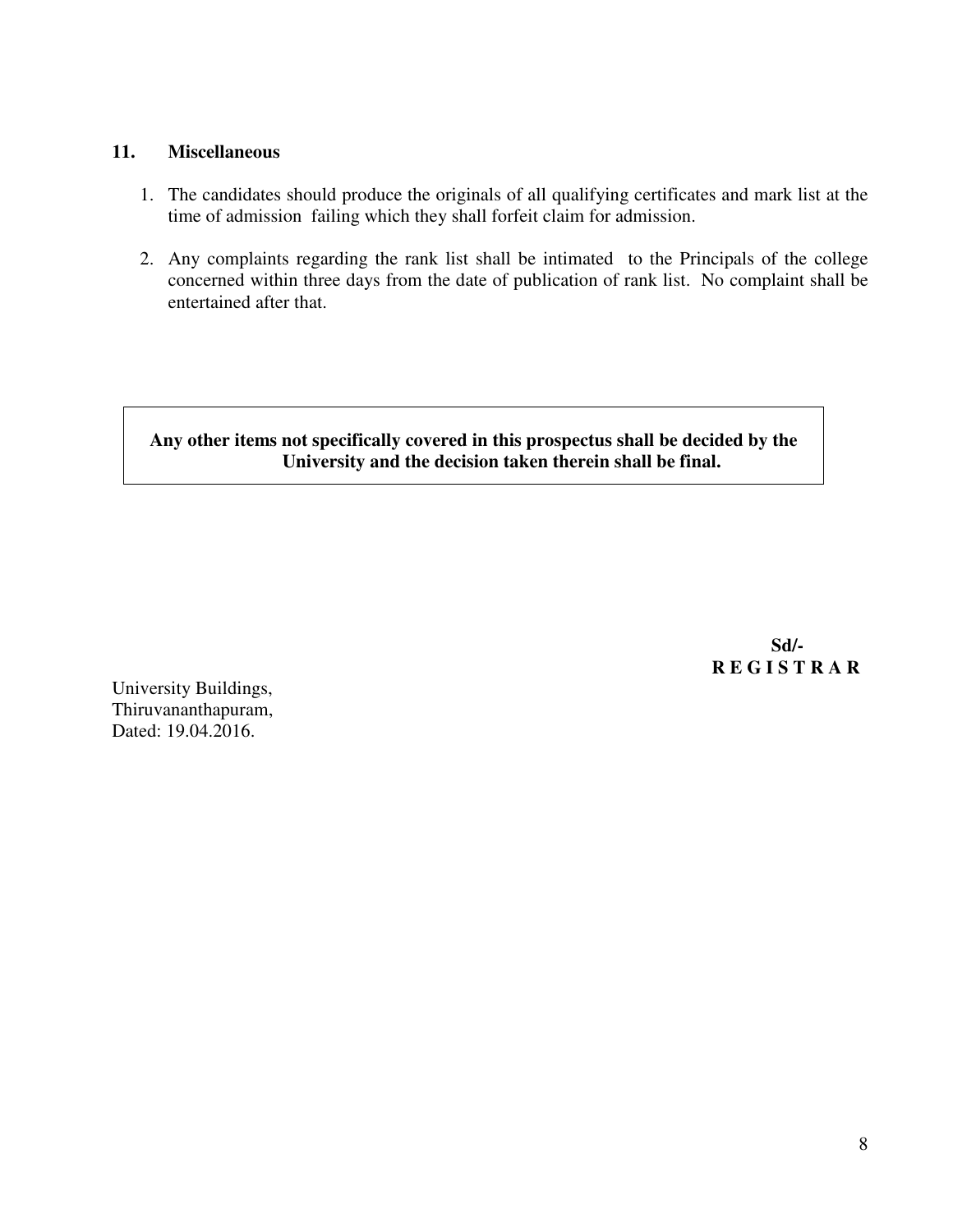## 11. Miscellaneous

1. The candidates should produce the originals of all qualifying certificates and mark list at the time of admission failing which they shall forfeit claim for admission.

2. Any complaints regarding the rank list shall be intimated to the Principals of the college concerned within three days from the date of publication of rank list. No complaint shall be entertained after that.

**Any other items not specifically covered in this prospectus shall be decided by the University and the decision taken therein shall be final.**

**Sd/-**
**R E G I S T R A R**

University Buildings,
Thiruvananthapuram,
Dated: 19.04.2016.